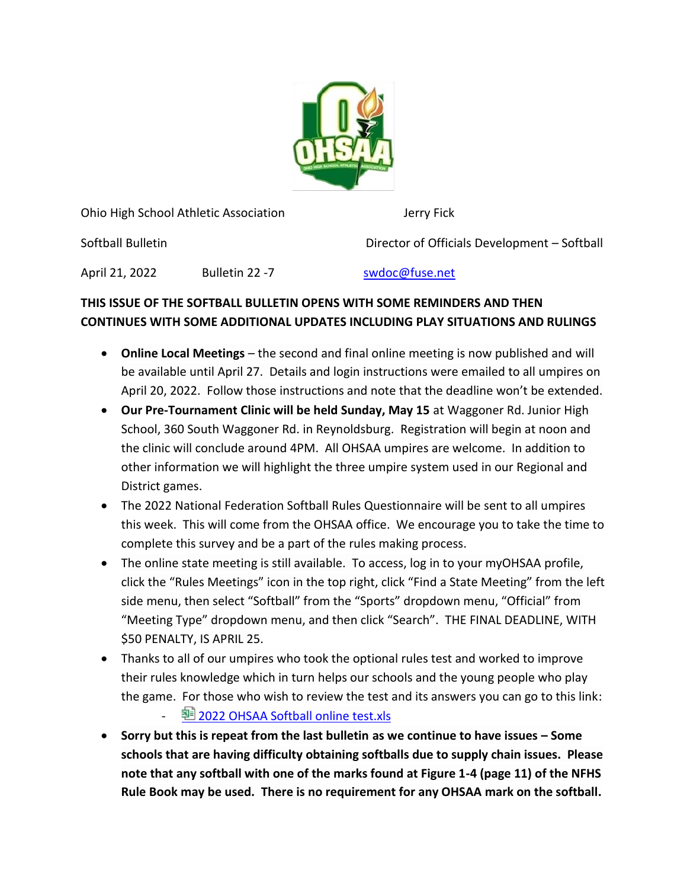Ohio High School Athletic Association — Jerry Fick

Softball Bulletin — Director of Officials Development – Softball

April 21, 2022 — Bulletin 22 -7 — swdoc@fuse.net

**THIS ISSUE OF THE SOFTBALL BULLETIN OPENS WITH SOME REMINDERS AND THEN CONTINUES WITH SOME ADDITIONAL UPDATES INCLUDING PLAY SITUATIONS AND RULINGS**

- **Online Local Meetings** – the second and final online meeting is now published and will be available until April 27. Details and login instructions were emailed to all umpires on April 20, 2022. Follow those instructions and note that the deadline won't be extended.
- **Our Pre-Tournament Clinic will be held Sunday, May 15** at Waggoner Rd. Junior High School, 360 South Waggoner Rd. in Reynoldsburg. Registration will begin at noon and the clinic will conclude around 4PM. All OHSAA umpires are welcome. In addition to other information we will highlight the three umpire system used in our Regional and District games.
- The 2022 National Federation Softball Rules Questionnaire will be sent to all umpires this week. This will come from the OHSAA office. We encourage you to take the time to complete this survey and be a part of the rules making process.
- The online state meeting is still available. To access, log in to your myOHSAA profile, click the "Rules Meetings" icon in the top right, click "Find a State Meeting" from the left side menu, then select "Softball" from the "Sports" dropdown menu, "Official" from "Meeting Type" dropdown menu, and then click "Search". THE FINAL DEADLINE, WITH $50 PENALTY, IS APRIL 25.
- Thanks to all of our umpires who took the optional rules test and worked to improve their rules knowledge which in turn helps our schools and the young people who play the game. For those who wish to review the test and its answers you can go to this link:
  - 2022 OHSAA Softball online test.xls
- **Sorry but this is repeat from the last bulletin as we continue to have issues – Some schools that are having difficulty obtaining softballs due to supply chain issues. Please note that any softball with one of the marks found at Figure 1-4 (page 11) of the NFHS Rule Book may be used. There is no requirement for any OHSAA mark on the softball.**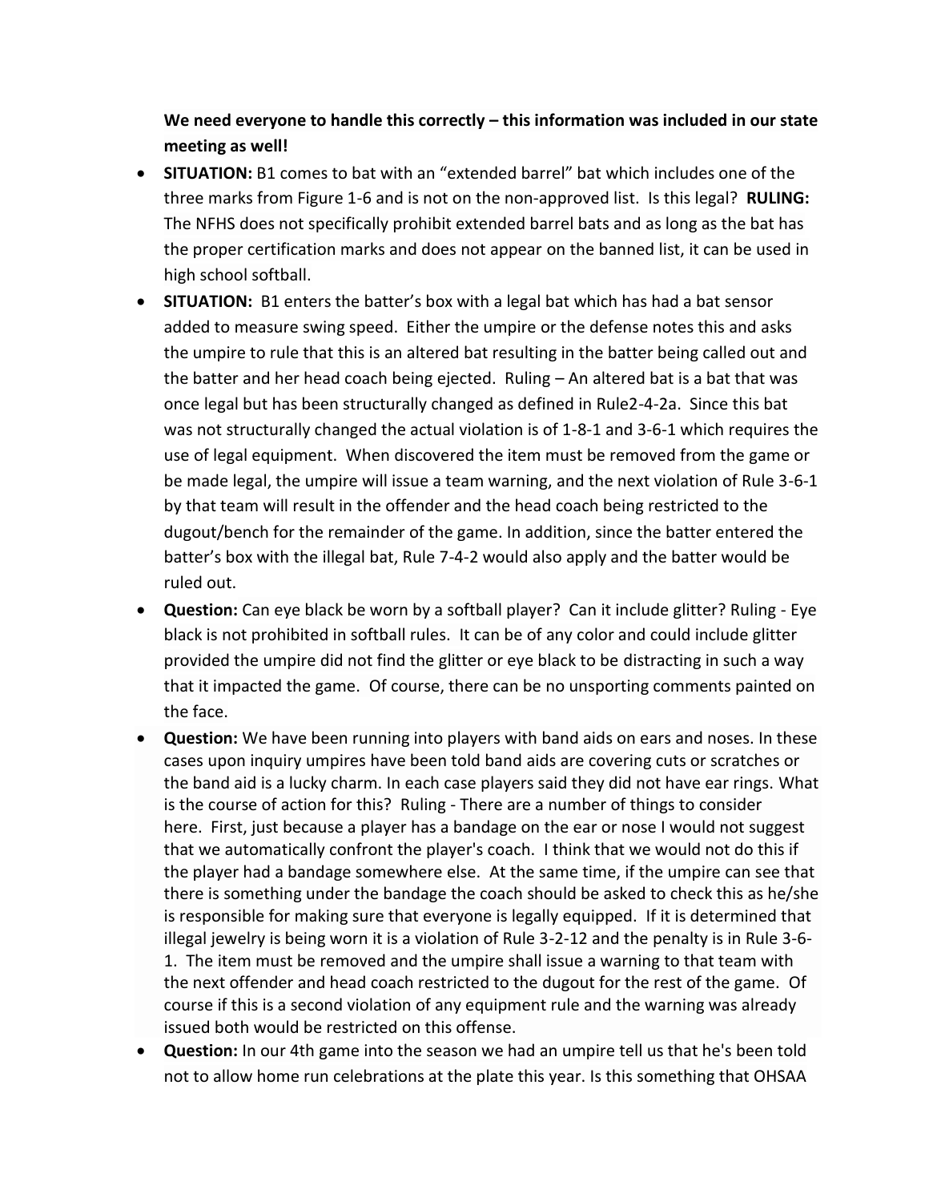**We need everyone to handle this correctly – this information was included in our state meeting as well!**

- **SITUATION:** B1 comes to bat with an "extended barrel" bat which includes one of the three marks from Figure 1-6 and is not on the non-approved list. Is this legal? **RULING:** The NFHS does not specifically prohibit extended barrel bats and as long as the bat has the proper certification marks and does not appear on the banned list, it can be used in high school softball.
- **SITUATION:** B1 enters the batter's box with a legal bat which has had a bat sensor added to measure swing speed. Either the umpire or the defense notes this and asks the umpire to rule that this is an altered bat resulting in the batter being called out and the batter and her head coach being ejected. Ruling – An altered bat is a bat that was once legal but has been structurally changed as defined in Rule2-4-2a. Since this bat was not structurally changed the actual violation is of 1-8-1 and 3-6-1 which requires the use of legal equipment. When discovered the item must be removed from the game or be made legal, the umpire will issue a team warning, and the next violation of Rule 3-6-1 by that team will result in the offender and the head coach being restricted to the dugout/bench for the remainder of the game. In addition, since the batter entered the batter's box with the illegal bat, Rule 7-4-2 would also apply and the batter would be ruled out.
- **Question:** Can eye black be worn by a softball player? Can it include glitter? Ruling - Eye black is not prohibited in softball rules. It can be of any color and could include glitter provided the umpire did not find the glitter or eye black to be distracting in such a way that it impacted the game. Of course, there can be no unsporting comments painted on the face.
- **Question:** We have been running into players with band aids on ears and noses. In these cases upon inquiry umpires have been told band aids are covering cuts or scratches or the band aid is a lucky charm. In each case players said they did not have ear rings. What is the course of action for this? Ruling - There are a number of things to consider here. First, just because a player has a bandage on the ear or nose I would not suggest that we automatically confront the player's coach. I think that we would not do this if the player had a bandage somewhere else. At the same time, if the umpire can see that there is something under the bandage the coach should be asked to check this as he/she is responsible for making sure that everyone is legally equipped. If it is determined that illegal jewelry is being worn it is a violation of Rule 3-2-12 and the penalty is in Rule 3-6-1. The item must be removed and the umpire shall issue a warning to that team with the next offender and head coach restricted to the dugout for the rest of the game. Of course if this is a second violation of any equipment rule and the warning was already issued both would be restricted on this offense.
- **Question:** In our 4th game into the season we had an umpire tell us that he's been told not to allow home run celebrations at the plate this year. Is this something that OHSAA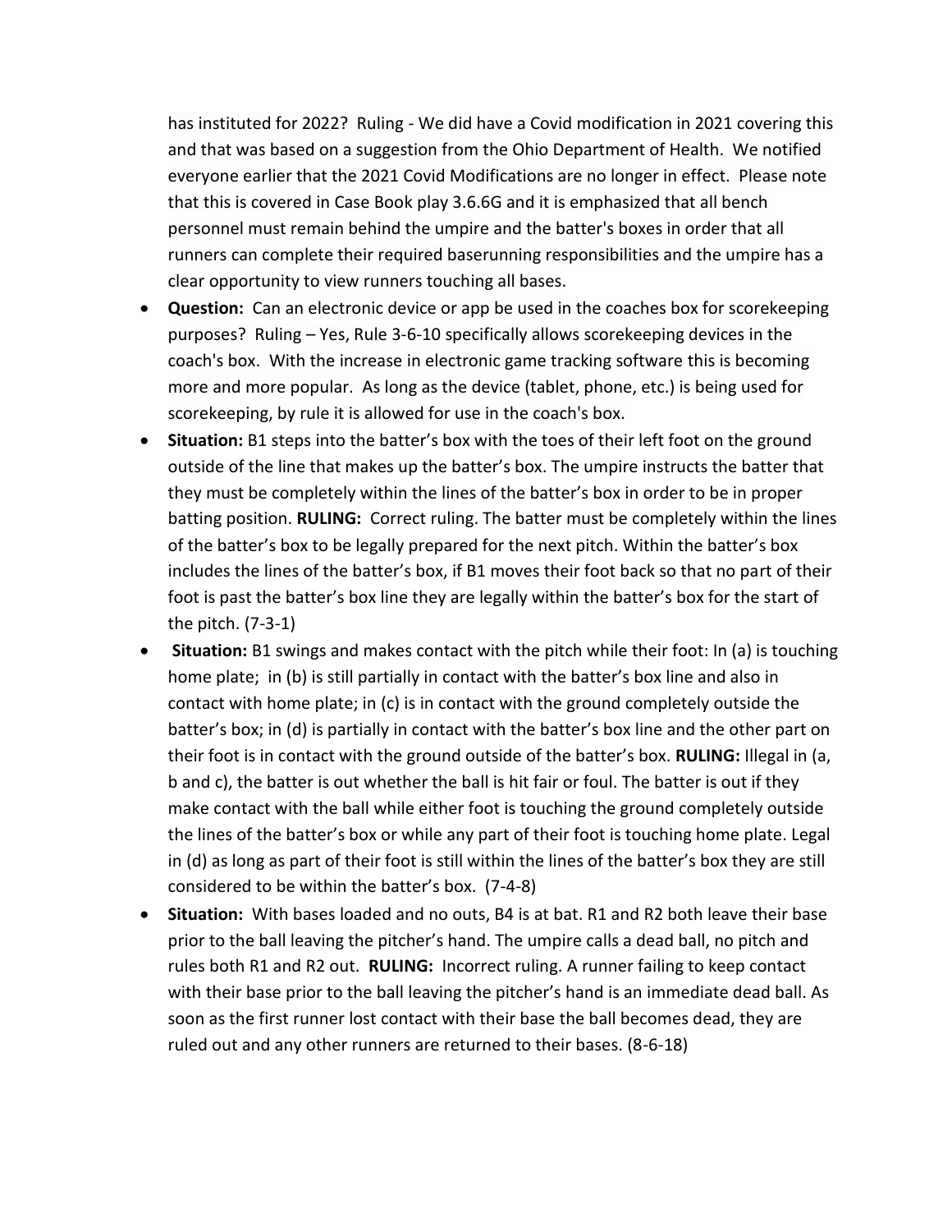has instituted for 2022? Ruling - We did have a Covid modification in 2021 covering this and that was based on a suggestion from the Ohio Department of Health. We notified everyone earlier that the 2021 Covid Modifications are no longer in effect. Please note that this is covered in Case Book play 3.6.6G and it is emphasized that all bench personnel must remain behind the umpire and the batter's boxes in order that all runners can complete their required baserunning responsibilities and the umpire has a clear opportunity to view runners touching all bases.

- **Question:** Can an electronic device or app be used in the coaches box for scorekeeping purposes? Ruling – Yes, Rule 3-6-10 specifically allows scorekeeping devices in the coach's box. With the increase in electronic game tracking software this is becoming more and more popular. As long as the device (tablet, phone, etc.) is being used for scorekeeping, by rule it is allowed for use in the coach's box.
- **Situation:** B1 steps into the batter's box with the toes of their left foot on the ground outside of the line that makes up the batter's box. The umpire instructs the batter that they must be completely within the lines of the batter's box in order to be in proper batting position. **RULING:** Correct ruling. The batter must be completely within the lines of the batter's box to be legally prepared for the next pitch. Within the batter's box includes the lines of the batter's box, if B1 moves their foot back so that no part of their foot is past the batter's box line they are legally within the batter's box for the start of the pitch. (7-3-1)
- **Situation:** B1 swings and makes contact with the pitch while their foot: In (a) is touching home plate; in (b) is still partially in contact with the batter's box line and also in contact with home plate; in (c) is in contact with the ground completely outside the batter's box; in (d) is partially in contact with the batter's box line and the other part on their foot is in contact with the ground outside of the batter's box. **RULING:** Illegal in (a, b and c), the batter is out whether the ball is hit fair or foul. The batter is out if they make contact with the ball while either foot is touching the ground completely outside the lines of the batter's box or while any part of their foot is touching home plate. Legal in (d) as long as part of their foot is still within the lines of the batter's box they are still considered to be within the batter's box. (7-4-8)
- **Situation:** With bases loaded and no outs, B4 is at bat. R1 and R2 both leave their base prior to the ball leaving the pitcher's hand. The umpire calls a dead ball, no pitch and rules both R1 and R2 out. **RULING:** Incorrect ruling. A runner failing to keep contact with their base prior to the ball leaving the pitcher's hand is an immediate dead ball. As soon as the first runner lost contact with their base the ball becomes dead, they are ruled out and any other runners are returned to their bases. (8-6-18)